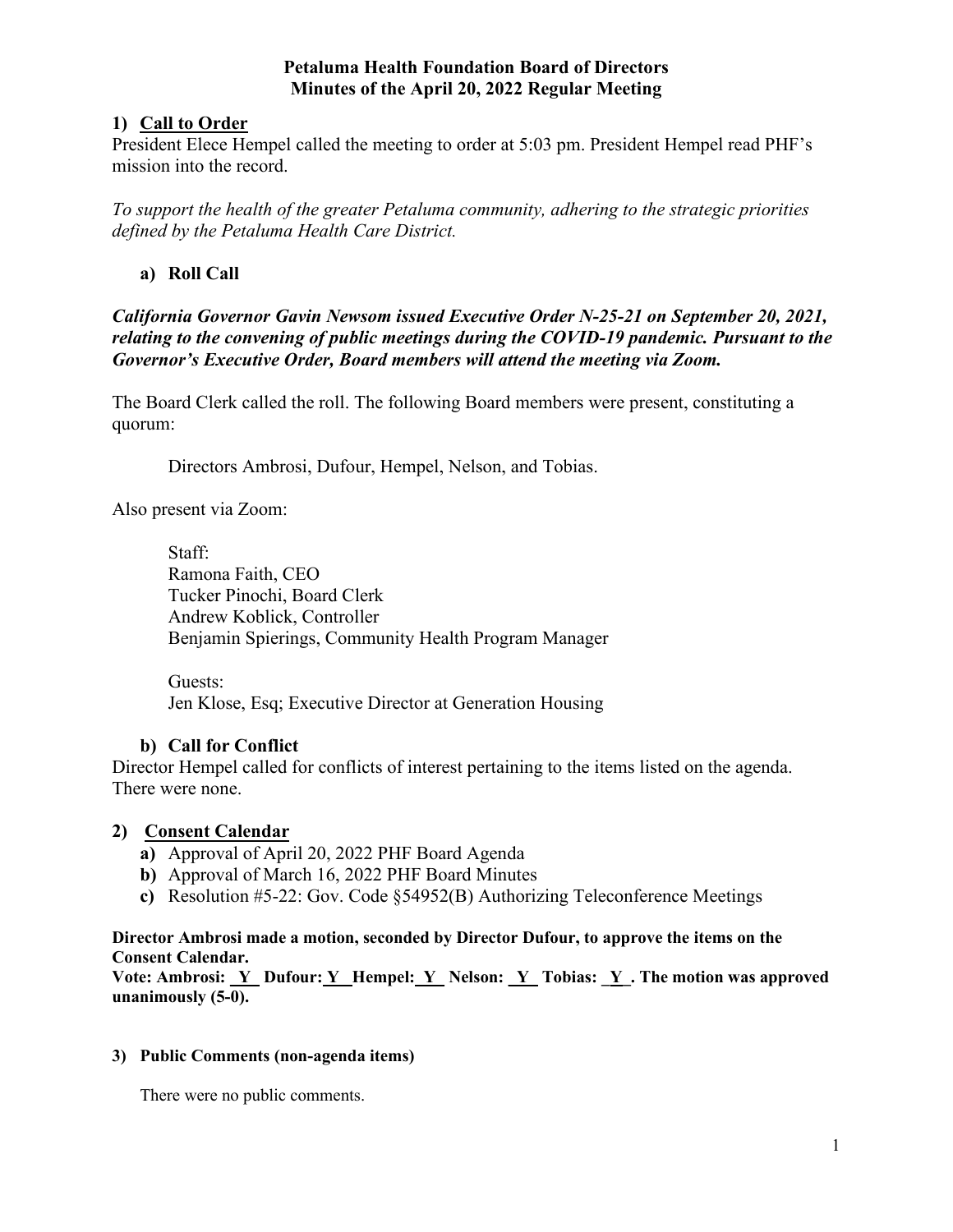# Petaluma Health Foundation Board of Directors
## Minutes of the April 20, 2022 Regular Meeting

### 1) Call to Order

President Elece Hempel called the meeting to order at 5:03 pm. President Hempel read PHF's mission into the record.

*To support the health of the greater Petaluma community, adhering to the strategic priorities defined by the Petaluma Health Care District.*

#### a) Roll Call

***California Governor Gavin Newsom issued Executive Order N-25-21 on September 20, 2021, relating to the convening of public meetings during the COVID-19 pandemic. Pursuant to the Governor's Executive Order, Board members will attend the meeting via Zoom.***

The Board Clerk called the roll. The following Board members were present, constituting a quorum:

Directors Ambrosi, Dufour, Hempel, Nelson, and Tobias.

Also present via Zoom:

Staff:
Ramona Faith, CEO
Tucker Pinochi, Board Clerk
Andrew Koblick, Controller
Benjamin Spierings, Community Health Program Manager

Guests:
Jen Klose, Esq; Executive Director at Generation Housing

#### b) Call for Conflict

Director Hempel called for conflicts of interest pertaining to the items listed on the agenda. There were none.

### 2) Consent Calendar

- **a)** Approval of April 20, 2022 PHF Board Agenda
- **b)** Approval of March 16, 2022 PHF Board Minutes
- **c)** Resolution #5-22: Gov. Code §54952(B) Authorizing Teleconference Meetings

**Director Ambrosi made a motion, seconded by Director Dufour, to approve the items on the Consent Calendar.**
**Vote: Ambrosi: Y Dufour: Y Hempel: Y Nelson: Y Tobias: Y. The motion was approved unanimously (5-0).**

### 3) Public Comments (non-agenda items)

There were no public comments.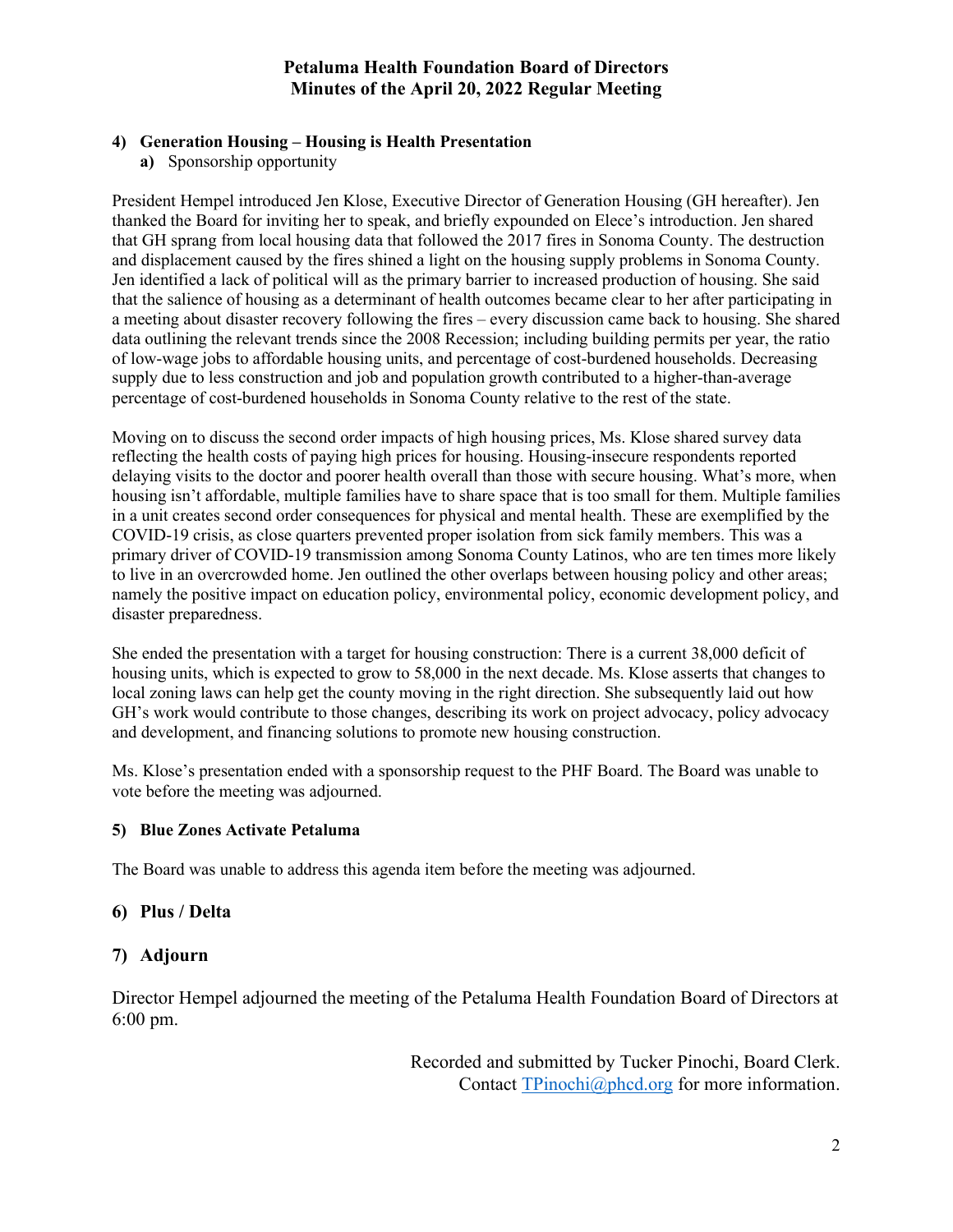**Petaluma Health Foundation Board of Directors**
**Minutes of the April 20, 2022 Regular Meeting**

### 4) Generation Housing – Housing is Health Presentation

**a)** Sponsorship opportunity

President Hempel introduced Jen Klose, Executive Director of Generation Housing (GH hereafter). Jen thanked the Board for inviting her to speak, and briefly expounded on Elece's introduction. Jen shared that GH sprang from local housing data that followed the 2017 fires in Sonoma County. The destruction and displacement caused by the fires shined a light on the housing supply problems in Sonoma County. Jen identified a lack of political will as the primary barrier to increased production of housing. She said that the salience of housing as a determinant of health outcomes became clear to her after participating in a meeting about disaster recovery following the fires – every discussion came back to housing. She shared data outlining the relevant trends since the 2008 Recession; including building permits per year, the ratio of low-wage jobs to affordable housing units, and percentage of cost-burdened households. Decreasing supply due to less construction and job and population growth contributed to a higher-than-average percentage of cost-burdened households in Sonoma County relative to the rest of the state.

Moving on to discuss the second order impacts of high housing prices, Ms. Klose shared survey data reflecting the health costs of paying high prices for housing. Housing-insecure respondents reported delaying visits to the doctor and poorer health overall than those with secure housing. What's more, when housing isn't affordable, multiple families have to share space that is too small for them. Multiple families in a unit creates second order consequences for physical and mental health. These are exemplified by the COVID-19 crisis, as close quarters prevented proper isolation from sick family members. This was a primary driver of COVID-19 transmission among Sonoma County Latinos, who are ten times more likely to live in an overcrowded home. Jen outlined the other overlaps between housing policy and other areas; namely the positive impact on education policy, environmental policy, economic development policy, and disaster preparedness.

She ended the presentation with a target for housing construction: There is a current 38,000 deficit of housing units, which is expected to grow to 58,000 in the next decade. Ms. Klose asserts that changes to local zoning laws can help get the county moving in the right direction. She subsequently laid out how GH's work would contribute to those changes, describing its work on project advocacy, policy advocacy and development, and financing solutions to promote new housing construction.

Ms. Klose's presentation ended with a sponsorship request to the PHF Board. The Board was unable to vote before the meeting was adjourned.

### 5) Blue Zones Activate Petaluma

The Board was unable to address this agenda item before the meeting was adjourned.

### 6) Plus / Delta

### 7) Adjourn

Director Hempel adjourned the meeting of the Petaluma Health Foundation Board of Directors at 6:00 pm.

Recorded and submitted by Tucker Pinochi, Board Clerk.
Contact TPinochi@phcd.org for more information.